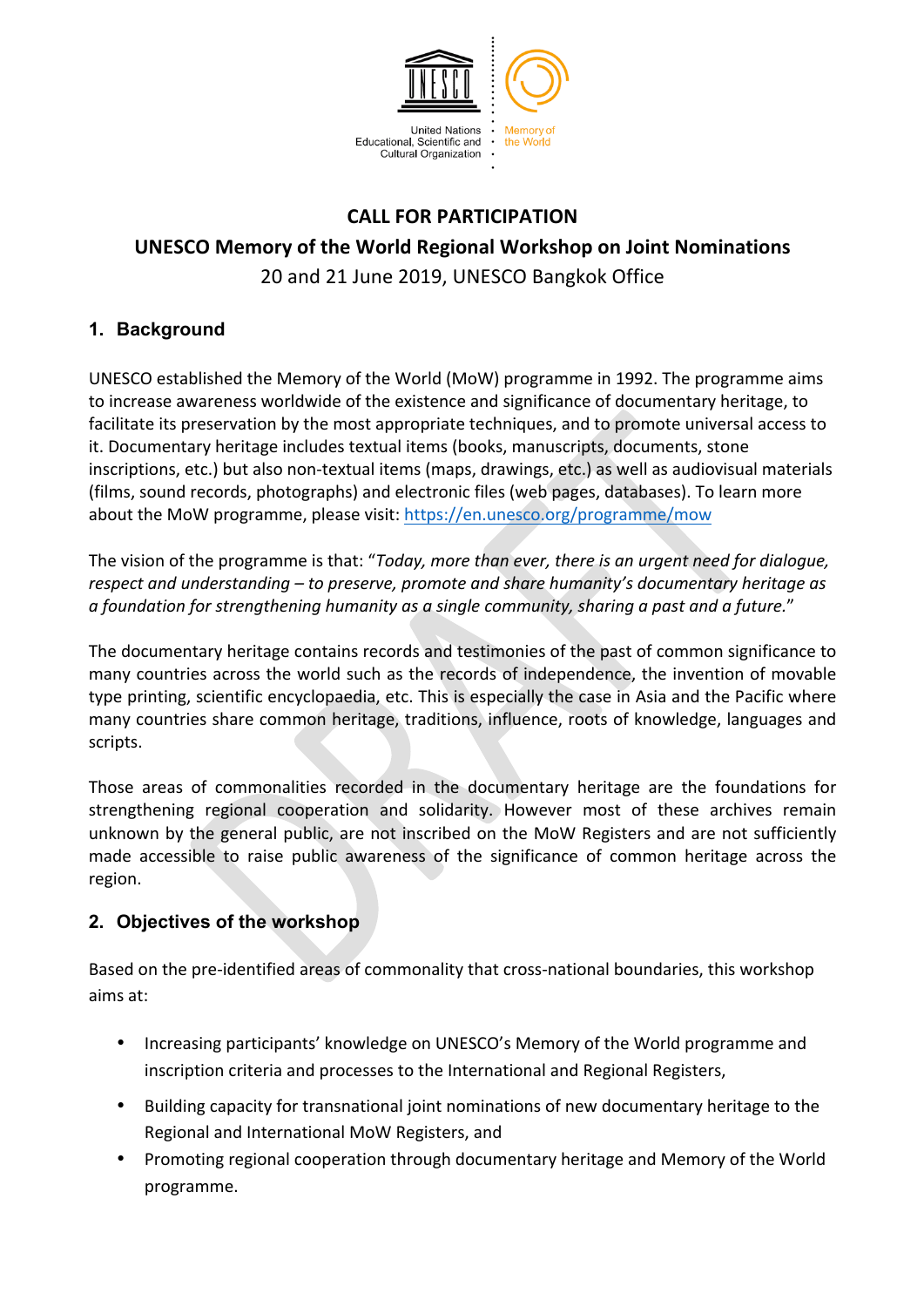United Nations Educational, Scientific and Cultural Organization

Memory of the World

**CALL FOR PARTICIPATION**

**UNESCO Memory of the World Regional Workshop on Joint Nominations**

20 and 21 June 2019, UNESCO Bangkok Office

## 1. Background

UNESCO established the Memory of the World (MoW) programme in 1992. The programme aims to increase awareness worldwide of the existence and significance of documentary heritage, to facilitate its preservation by the most appropriate techniques, and to promote universal access to it. Documentary heritage includes textual items (books, manuscripts, documents, stone inscriptions, etc.) but also non-textual items (maps, drawings, etc.) as well as audiovisual materials (films, sound records, photographs) and electronic files (web pages, databases). To learn more about the MoW programme, please visit: https://en.unesco.org/programme/mow

The vision of the programme is that: "*Today, more than ever, there is an urgent need for dialogue, respect and understanding – to preserve, promote and share humanity's documentary heritage as a foundation for strengthening humanity as a single community, sharing a past and a future.*"

The documentary heritage contains records and testimonies of the past of common significance to many countries across the world such as the records of independence, the invention of movable type printing, scientific encyclopaedia, etc. This is especially the case in Asia and the Pacific where many countries share common heritage, traditions, influence, roots of knowledge, languages and scripts.

Those areas of commonalities recorded in the documentary heritage are the foundations for strengthening regional cooperation and solidarity. However most of these archives remain unknown by the general public, are not inscribed on the MoW Registers and are not sufficiently made accessible to raise public awareness of the significance of common heritage across the region.

## 2. Objectives of the workshop

Based on the pre-identified areas of commonality that cross-national boundaries, this workshop aims at:

- Increasing participants' knowledge on UNESCO's Memory of the World programme and inscription criteria and processes to the International and Regional Registers,
- Building capacity for transnational joint nominations of new documentary heritage to the Regional and International MoW Registers, and
- Promoting regional cooperation through documentary heritage and Memory of the World programme.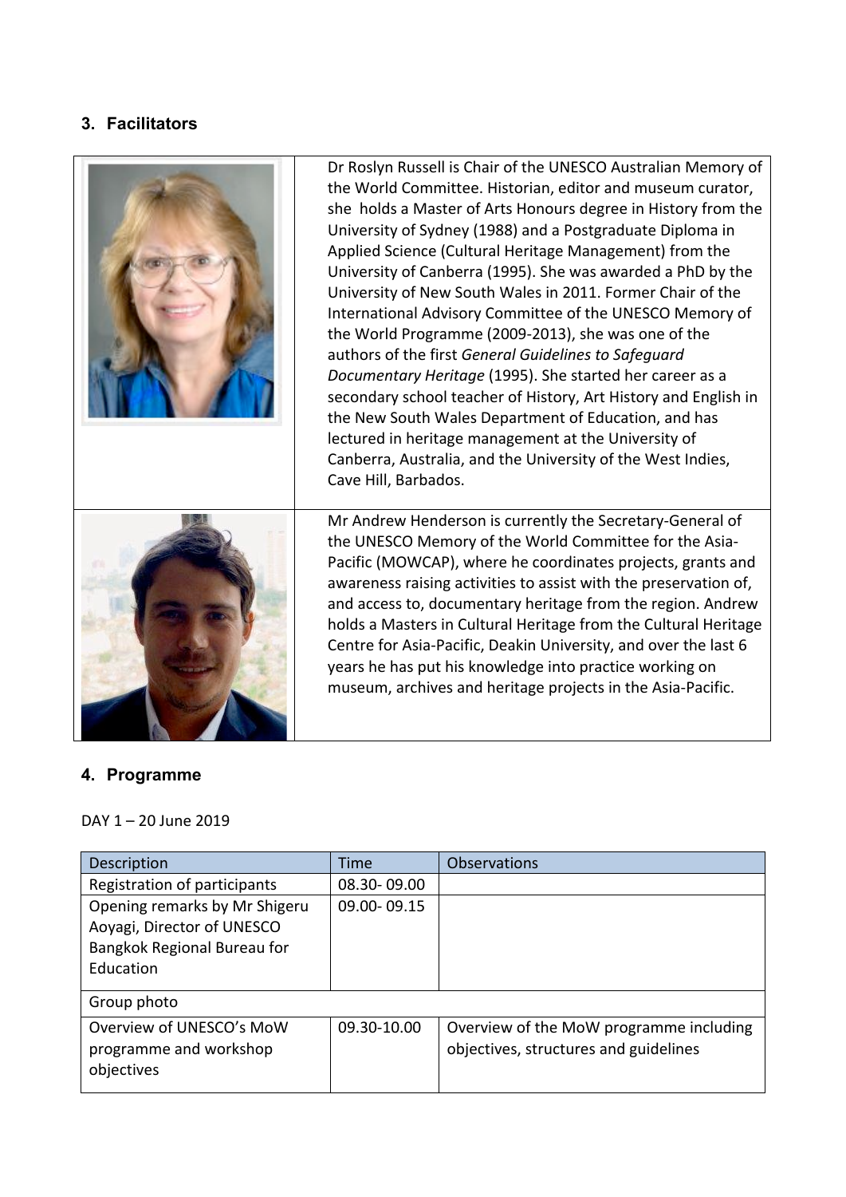## 3. Facilitators

| | |
|---|---|
| | Dr Roslyn Russell is Chair of the UNESCO Australian Memory of the World Committee. Historian, editor and museum curator, she holds a Master of Arts Honours degree in History from the University of Sydney (1988) and a Postgraduate Diploma in Applied Science (Cultural Heritage Management) from the University of Canberra (1995). She was awarded a PhD by the University of New South Wales in 2011. Former Chair of the International Advisory Committee of the UNESCO Memory of the World Programme (2009-2013), she was one of the authors of the first *General Guidelines to Safeguard Documentary Heritage* (1995). She started her career as a secondary school teacher of History, Art History and English in the New South Wales Department of Education, and has lectured in heritage management at the University of Canberra, Australia, and the University of the West Indies, Cave Hill, Barbados. |
| | Mr Andrew Henderson is currently the Secretary-General of the UNESCO Memory of the World Committee for the Asia-Pacific (MOWCAP), where he coordinates projects, grants and awareness raising activities to assist with the preservation of, and access to, documentary heritage from the region. Andrew holds a Masters in Cultural Heritage from the Cultural Heritage Centre for Asia-Pacific, Deakin University, and over the last 6 years he has put his knowledge into practice working on museum, archives and heritage projects in the Asia-Pacific. |

## 4. Programme

DAY 1 – 20 June 2019

| Description | Time | Observations |
|---|---|---|
| Registration of participants | 08.30- 09.00 | |
| Opening remarks by Mr Shigeru Aoyagi, Director of UNESCO Bangkok Regional Bureau for Education | 09.00- 09.15 | |
| Group photo | | |
| Overview of UNESCO's MoW programme and workshop objectives | 09.30-10.00 | Overview of the MoW programme including objectives, structures and guidelines |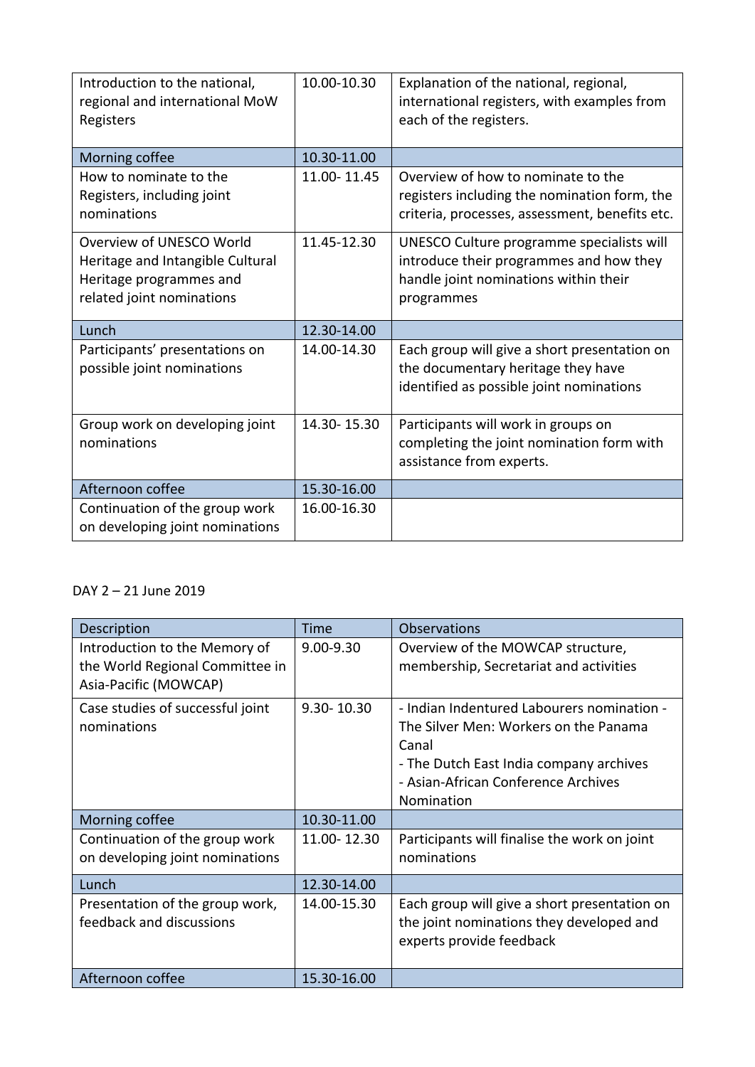| Introduction to the national, regional and international MoW Registers | 10.00-10.30 | Explanation of the national, regional, international registers, with examples from each of the registers. |
|---|---|---|
| Morning coffee | 10.30-11.00 | |
| How to nominate to the Registers, including joint nominations | 11.00- 11.45 | Overview of how to nominate to the registers including the nomination form, the criteria, processes, assessment, benefits etc. |
| Overview of UNESCO World Heritage and Intangible Cultural Heritage programmes and related joint nominations | 11.45-12.30 | UNESCO Culture programme specialists will introduce their programmes and how they handle joint nominations within their programmes |
| Lunch | 12.30-14.00 | |
| Participants' presentations on possible joint nominations | 14.00-14.30 | Each group will give a short presentation on the documentary heritage they have identified as possible joint nominations |
| Group work on developing joint nominations | 14.30- 15.30 | Participants will work in groups on completing the joint nomination form with assistance from experts. |
| Afternoon coffee | 15.30-16.00 | |
| Continuation of the group work on developing joint nominations | 16.00-16.30 | |

DAY 2 – 21 June 2019

| Description | Time | Observations |
|---|---|---|
| Introduction to the Memory of the World Regional Committee in Asia-Pacific (MOWCAP) | 9.00-9.30 | Overview of the MOWCAP structure, membership, Secretariat and activities |
| Case studies of successful joint nominations | 9.30- 10.30 | - Indian Indentured Labourers nomination - The Silver Men: Workers on the Panama Canal<br>- The Dutch East India company archives<br>- Asian-African Conference Archives Nomination |
| Morning coffee | 10.30-11.00 | |
| Continuation of the group work on developing joint nominations | 11.00- 12.30 | Participants will finalise the work on joint nominations |
| Lunch | 12.30-14.00 | |
| Presentation of the group work, feedback and discussions | 14.00-15.30 | Each group will give a short presentation on the joint nominations they developed and experts provide feedback |
| Afternoon coffee | 15.30-16.00 | |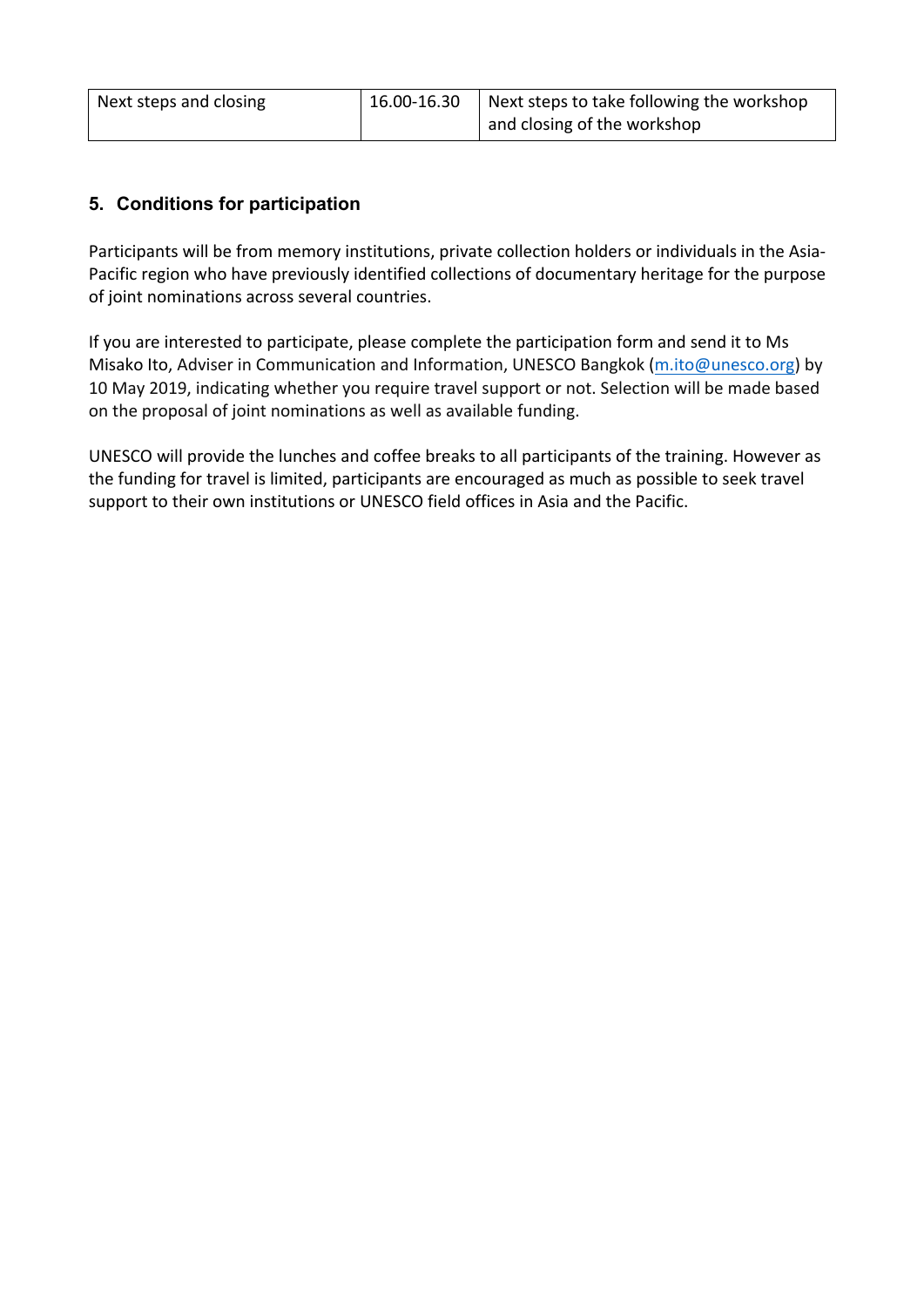| | | |
|---|---|---|
| Next steps and closing | 16.00-16.30 | Next steps to take following the workshop and closing of the workshop |

## 5. Conditions for participation

Participants will be from memory institutions, private collection holders or individuals in the Asia-Pacific region who have previously identified collections of documentary heritage for the purpose of joint nominations across several countries.

If you are interested to participate, please complete the participation form and send it to Ms Misako Ito, Adviser in Communication and Information, UNESCO Bangkok (m.ito@unesco.org) by 10 May 2019, indicating whether you require travel support or not. Selection will be made based on the proposal of joint nominations as well as available funding.

UNESCO will provide the lunches and coffee breaks to all participants of the training. However as the funding for travel is limited, participants are encouraged as much as possible to seek travel support to their own institutions or UNESCO field offices in Asia and the Pacific.